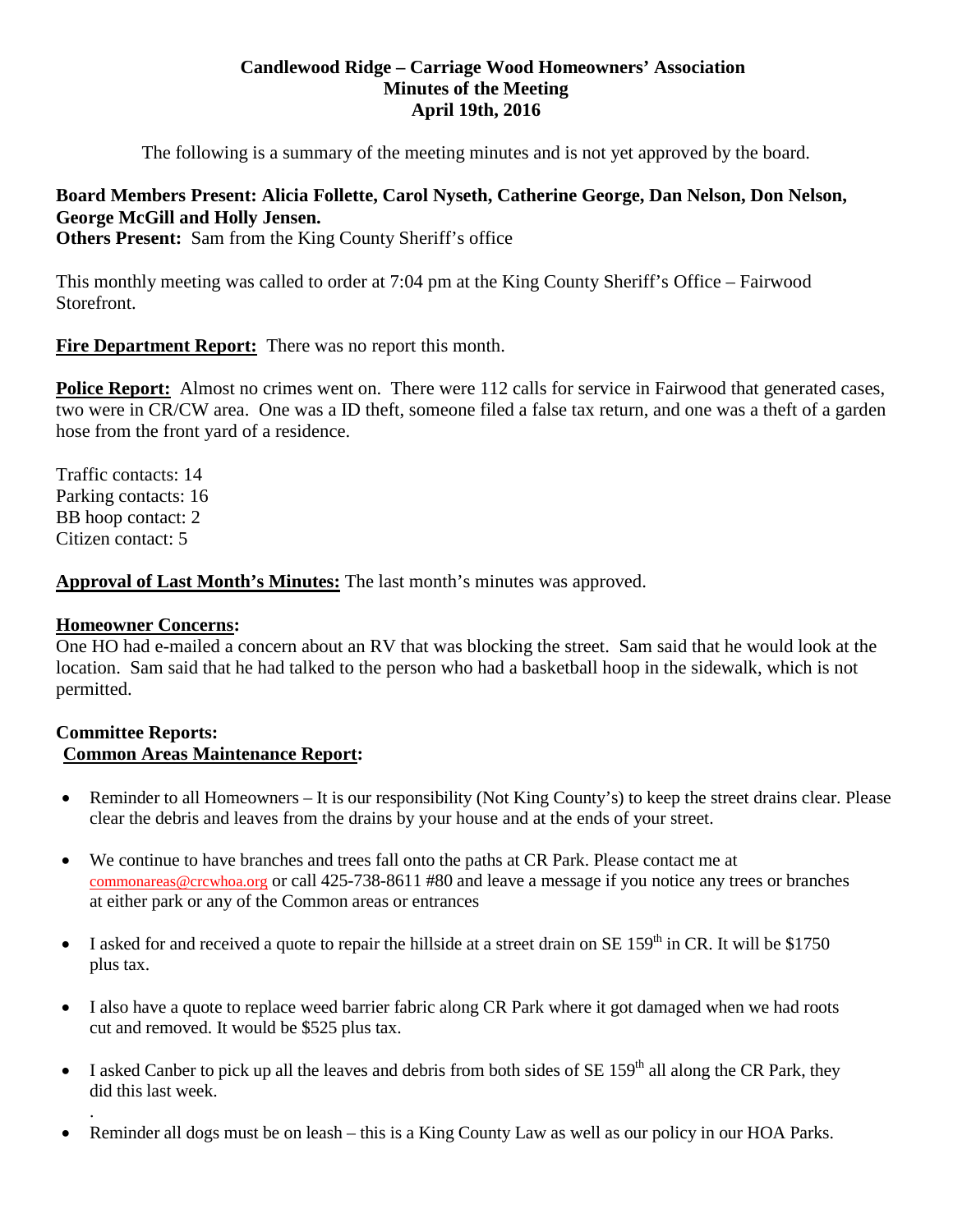**Candlewood Ridge – Carriage Wood Homeowners' Association**
**Minutes of the Meeting**
**April 19th, 2016**

The following is a summary of the meeting minutes and is not yet approved by the board.

**Board Members Present: Alicia Follette, Carol Nyseth, Catherine George, Dan Nelson, Don Nelson, George McGill and Holly Jensen.**
**Others Present:** Sam from the King County Sheriff's office

This monthly meeting was called to order at 7:04 pm at the King County Sheriff's Office – Fairwood Storefront.

**Fire Department Report:** There was no report this month.

**Police Report:** Almost no crimes went on. There were 112 calls for service in Fairwood that generated cases, two were in CR/CW area. One was a ID theft, someone filed a false tax return, and one was a theft of a garden hose from the front yard of a residence.

Traffic contacts: 14
Parking contacts: 16
BB hoop contact: 2
Citizen contact: 5

**Approval of Last Month's Minutes:** The last month's minutes was approved.

**Homeowner Concerns:**
One HO had e-mailed a concern about an RV that was blocking the street. Sam said that he would look at the location. Sam said that he had talked to the person who had a basketball hoop in the sidewalk, which is not permitted.

**Committee Reports:**
**Common Areas Maintenance Report:**

- Reminder to all Homeowners – It is our responsibility (Not King County's) to keep the street drains clear. Please clear the debris and leaves from the drains by your house and at the ends of your street.
- We continue to have branches and trees fall onto the paths at CR Park. Please contact me at commonareas@crcwhoa.org or call 425-738-8611 #80 and leave a message if you notice any trees or branches at either park or any of the Common areas or entrances
- I asked for and received a quote to repair the hillside at a street drain on SE 159th in CR. It will be $1750 plus tax.
- I also have a quote to replace weed barrier fabric along CR Park where it got damaged when we had roots cut and removed. It would be $525 plus tax.
- I asked Canber to pick up all the leaves and debris from both sides of SE 159th all along the CR Park, they did this last week.
- Reminder all dogs must be on leash – this is a King County Law as well as our policy in our HOA Parks.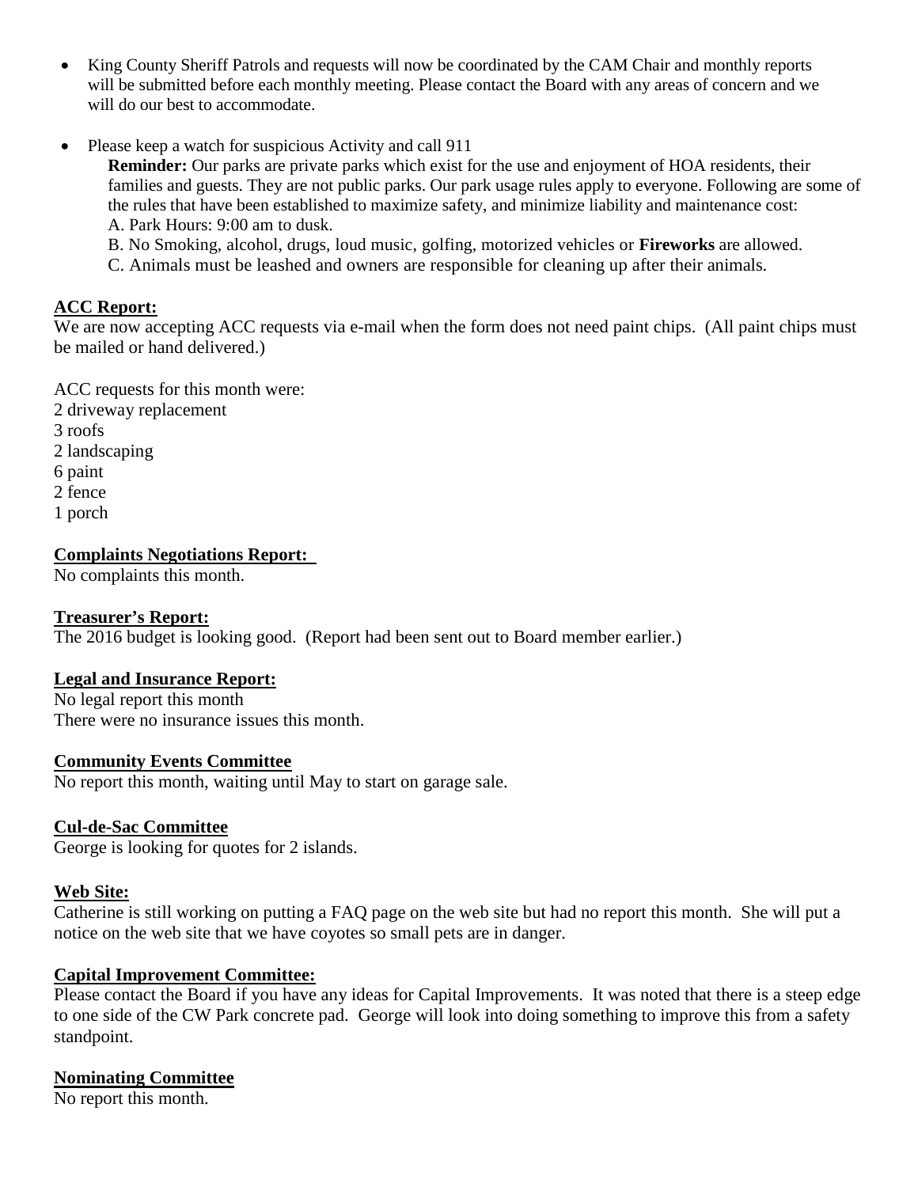- King County Sheriff Patrols and requests will now be coordinated by the CAM Chair and monthly reports will be submitted before each monthly meeting. Please contact the Board with any areas of concern and we will do our best to accommodate.

- Please keep a watch for suspicious Activity and call 911

  **Reminder:** Our parks are private parks which exist for the use and enjoyment of HOA residents, their families and guests. They are not public parks. Our park usage rules apply to everyone. Following are some of the rules that have been established to maximize safety, and minimize liability and maintenance cost:

  A. Park Hours: 9:00 am to dusk.

  B. No Smoking, alcohol, drugs, loud music, golfing, motorized vehicles or **Fireworks** are allowed.

  C. Animals must be leashed and owners are responsible for cleaning up after their animals.

**ACC Report:**

We are now accepting ACC requests via e-mail when the form does not need paint chips. (All paint chips must be mailed or hand delivered.)

ACC requests for this month were:
2 driveway replacement
3 roofs
2 landscaping
6 paint
2 fence
1 porch

**Complaints Negotiations Report:**

No complaints this month.

**Treasurer's Report:**

The 2016 budget is looking good. (Report had been sent out to Board member earlier.)

**Legal and Insurance Report:**

No legal report this month
There were no insurance issues this month.

**Community Events Committee**

No report this month, waiting until May to start on garage sale.

**Cul-de-Sac Committee**

George is looking for quotes for 2 islands.

**Web Site:**

Catherine is still working on putting a FAQ page on the web site but had no report this month. She will put a notice on the web site that we have coyotes so small pets are in danger.

**Capital Improvement Committee:**

Please contact the Board if you have any ideas for Capital Improvements. It was noted that there is a steep edge to one side of the CW Park concrete pad. George will look into doing something to improve this from a safety standpoint.

**Nominating Committee**

No report this month.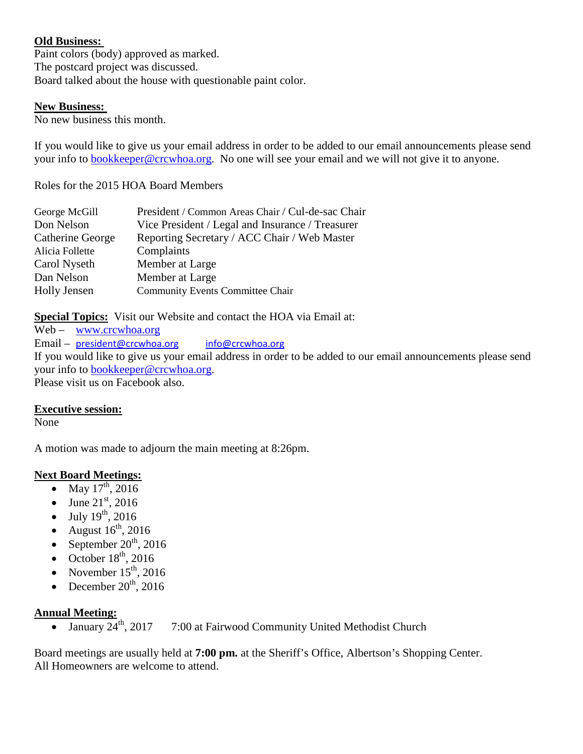**Old Business:**
Paint colors (body) approved as marked.
The postcard project was discussed.
Board talked about the house with questionable paint color.

**New Business:**
No new business this month.

If you would like to give us your email address in order to be added to our email announcements please send your info to bookkeeper@crcwhoa.org. No one will see your email and we will not give it to anyone.

Roles for the 2015 HOA Board Members

| | |
|---|---|
| George McGill | President / Common Areas Chair / Cul-de-sac Chair |
| Don Nelson | Vice President / Legal and Insurance / Treasurer |
| Catherine George | Reporting Secretary / ACC Chair / Web Master |
| Alicia Follette | Complaints |
| Carol Nyseth | Member at Large |
| Dan Nelson | Member at Large |
| Holly Jensen | Community Events Committee Chair |

**Special Topics:** Visit our Website and contact the HOA via Email at:
Web – www.crcwhoa.org
Email – president@crcwhoa.org info@crcwhoa.org
If you would like to give us your email address in order to be added to our email announcements please send your info to bookkeeper@crcwhoa.org.
Please visit us on Facebook also.

**Executive session:**
None

A motion was made to adjourn the main meeting at 8:26pm.

**Next Board Meetings:**

- May 17th, 2016
- June 21st, 2016
- July 19th, 2016
- August 16th, 2016
- September 20th, 2016
- October 18th, 2016
- November 15th, 2016
- December 20th, 2016

**Annual Meeting:**

- January 24th, 2017 7:00 at Fairwood Community United Methodist Church

Board meetings are usually held at **7:00 pm.** at the Sheriff's Office, Albertson's Shopping Center.
All Homeowners are welcome to attend.